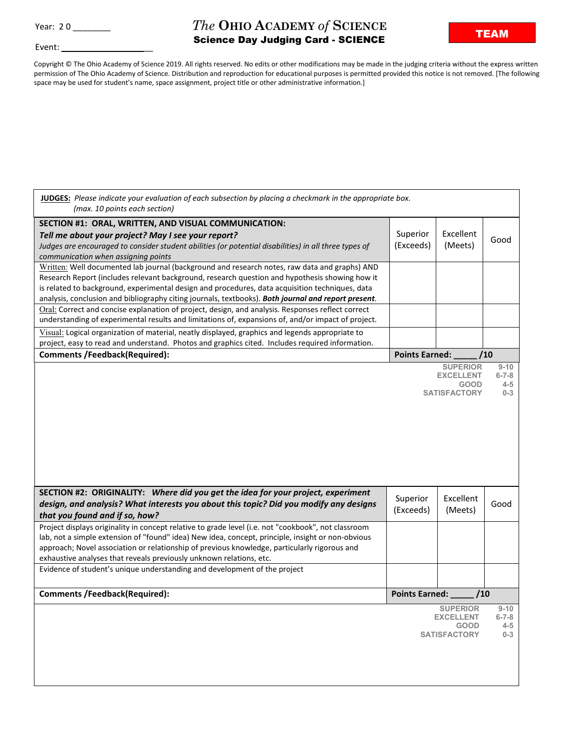Year: 2 0 ________

Event: ____________________

# *The* OHIO ACADEMY *of* SCIENCE

## Science Day Judging Card - SCIENCE

**TEAM**

Copyright © The Ohio Academy of Science 2019. All rights reserved. No edits or other modifications may be made in the judging criteria without the express written permission of The Ohio Academy of Science. Distribution and reproduction for educational purposes is permitted provided this notice is not removed. [The following space may be used for student's name, space assignment, project title or other administrative information.]

**JUDGES:** *Please indicate your evaluation of each subsection by placing a checkmark in the appropriate box. (max. 10 points each section)*

| **SECTION #1: ORAL, WRITTEN, AND VISUAL COMMUNICATION:** ***Tell me about your project? May I see your report?*** *Judges are encouraged to consider student abilities (or potential disabilities) in all three types of communication when assigning points* | Superior (Exceeds) | Excellent (Meets) | Good |
|---|---|---|---|
| Written: Well documented lab journal (background and research notes, raw data and graphs) AND Research Report (includes relevant background, research question and hypothesis showing how it is related to background, experimental design and procedures, data acquisition techniques, data analysis, conclusion and bibliography citing journals, textbooks). ***Both journal and report present***. | | | |
| Oral: Correct and concise explanation of project, design, and analysis. Responses reflect correct understanding of experimental results and limitations of, expansions of, and/or impact of project. | | | |
| Visual: Logical organization of material, neatly displayed, graphics and legends appropriate to project, easy to read and understand. Photos and graphics cited. Includes required information. | | | |
| **Comments /Feedback(Required):** | **Points Earned: _____ /10** | | |

SUPERIOR 9-10
EXCELLENT 6-7-8
GOOD 4-5
SATISFACTORY 0-3

| **SECTION #2: ORIGINALITY:** ***Where did you get the idea for your project, experiment design, and analysis? What interests you about this topic? Did you modify any designs that you found and if so, how?*** | Superior (Exceeds) | Excellent (Meets) | Good |
|---|---|---|---|
| Project displays originality in concept relative to grade level (i.e. not "cookbook", not classroom lab, not a simple extension of "found" idea) New idea, concept, principle, insight or non-obvious approach; Novel association or relationship of previous knowledge, particularly rigorous and exhaustive analyses that reveals previously unknown relations, etc. | | | |
| Evidence of student's unique understanding and development of the project | | | |
| **Comments /Feedback(Required):** | **Points Earned: _____ /10** | | |

SUPERIOR 9-10
EXCELLENT 6-7-8
GOOD 4-5
SATISFACTORY 0-3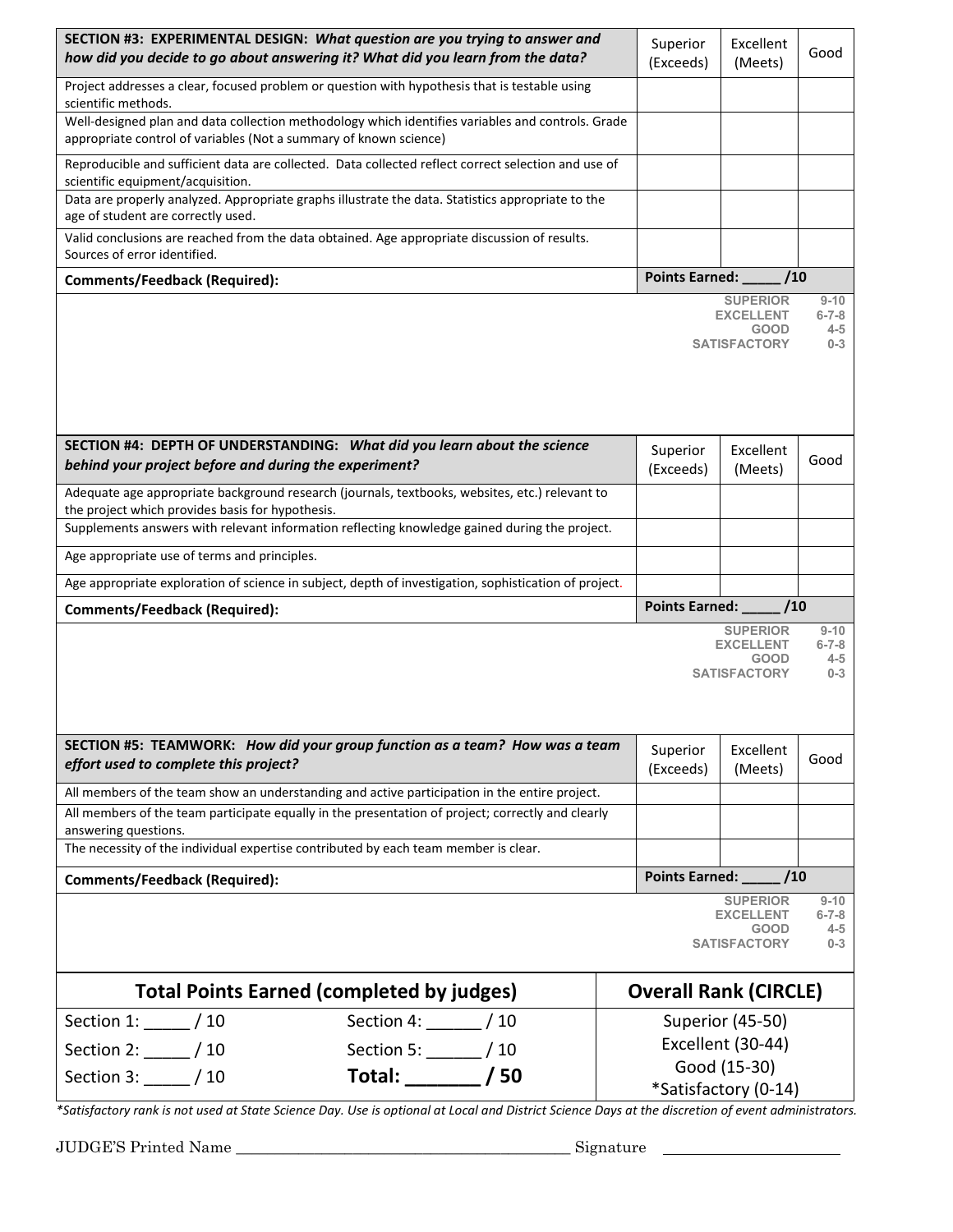| **SECTION #3: EXPERIMENTAL DESIGN:** ***What question are you trying to answer and how did you decide to go about answering it? What did you learn from the data?*** | Superior (Exceeds) | Excellent (Meets) | Good |
|---|---|---|---|
| Project addresses a clear, focused problem or question with hypothesis that is testable using scientific methods. | | | |
| Well-designed plan and data collection methodology which identifies variables and controls. Grade appropriate control of variables (Not a summary of known science) | | | |
| Reproducible and sufficient data are collected. Data collected reflect correct selection and use of scientific equipment/acquisition. | | | |
| Data are properly analyzed. Appropriate graphs illustrate the data. Statistics appropriate to the age of student are correctly used. | | | |
| Valid conclusions are reached from the data obtained. Age appropriate discussion of results. Sources of error identified. | | | |
| **Comments/Feedback (Required):** | **Points Earned: _____ /10** | | |

SUPERIOR 9-10
EXCELLENT 6-7-8
GOOD 4-5
SATISFACTORY 0-3

| **SECTION #4: DEPTH OF UNDERSTANDING:** ***What did you learn about the science behind your project before and during the experiment?*** | Superior (Exceeds) | Excellent (Meets) | Good |
|---|---|---|---|
| Adequate age appropriate background research (journals, textbooks, websites, etc.) relevant to the project which provides basis for hypothesis. | | | |
| Supplements answers with relevant information reflecting knowledge gained during the project. | | | |
| Age appropriate use of terms and principles. | | | |
| Age appropriate exploration of science in subject, depth of investigation, sophistication of project. | | | |
| **Comments/Feedback (Required):** | **Points Earned: _____ /10** | | |

SUPERIOR 9-10
EXCELLENT 6-7-8
GOOD 4-5
SATISFACTORY 0-3

| **SECTION #5: TEAMWORK:** ***How did your group function as a team? How was a team effort used to complete this project?*** | Superior (Exceeds) | Excellent (Meets) | Good |
|---|---|---|---|
| All members of the team show an understanding and active participation in the entire project. | | | |
| All members of the team participate equally in the presentation of project; correctly and clearly answering questions. | | | |
| The necessity of the individual expertise contributed by each team member is clear. | | | |
| **Comments/Feedback (Required):** | **Points Earned: _____ /10** | | |

SUPERIOR 9-10
EXCELLENT 6-7-8
GOOD 4-5
SATISFACTORY 0-3

| **Total Points Earned (completed by judges)** | | **Overall Rank (CIRCLE)** |
|---|---|---|
| Section 1: _____ / 10 | Section 4: ______ / 10 | Superior (45-50) |
| Section 2: _____ / 10 | Section 5: ______ / 10 | Excellent (30-44) |
| Section 3: _____ / 10 | **Total: _______ / 50** | Good (15-30) |
| | | *Satisfactory (0-14) |

*\*Satisfactory rank is not used at State Science Day. Use is optional at Local and District Science Days at the discretion of event administrators.*

JUDGE'S Printed Name ____________________________________________ Signature ______________________